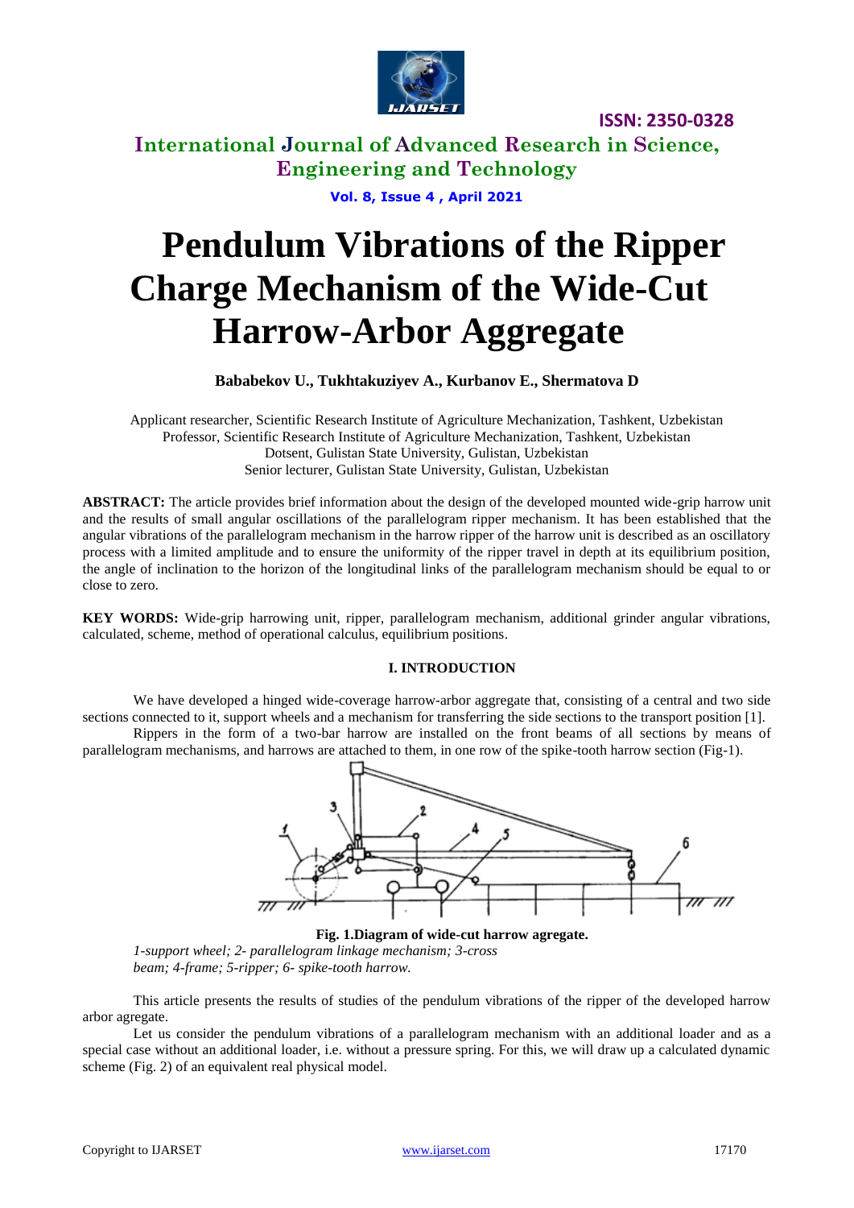# Pendulum Vibrations of the Ripper Charge Mechanism of the Wide-Cut Harrow-Arbor Aggregate

**Bababekov U., Tukhtakuziyev A., Kurbanov E., Shermatova D**

Applicant researcher, Scientific Research Institute of Agriculture Mechanization, Tashkent, Uzbekistan
Professor, Scientific Research Institute of Agriculture Mechanization, Tashkent, Uzbekistan
Dotsent, Gulistan State University, Gulistan, Uzbekistan
Senior lecturer, Gulistan State University, Gulistan, Uzbekistan

**ABSTRACT:** The article provides brief information about the design of the developed mounted wide-grip harrow unit and the results of small angular oscillations of the parallelogram ripper mechanism. It has been established that the angular vibrations of the parallelogram mechanism in the harrow ripper of the harrow unit is described as an oscillatory process with a limited amplitude and to ensure the uniformity of the ripper travel in depth at its equilibrium position, the angle of inclination to the horizon of the longitudinal links of the parallelogram mechanism should be equal to or close to zero.

**KEY WORDS:** Wide-grip harrowing unit, ripper, parallelogram mechanism, additional grinder angular vibrations, calculated, scheme, method of operational calculus, equilibrium positions.

## I. INTRODUCTION

We have developed a hinged wide-coverage harrow-arbor aggregate that, consisting of a central and two side sections connected to it, support wheels and a mechanism for transferring the side sections to the transport position [1].

Rippers in the form of a two-bar harrow are installed on the front beams of all sections by means of parallelogram mechanisms, and harrows are attached to them, in one row of the spike-tooth harrow section (Fig-1).

**Fig. 1.Diagram of wide-cut harrow agregate.**

*1-support wheel; 2- parallelogram linkage mechanism; 3-cross beam; 4-frame; 5-ripper; 6- spike-tooth harrow.*

This article presents the results of studies of the pendulum vibrations of the ripper of the developed harrow arbor agregate.

Let us consider the pendulum vibrations of a parallelogram mechanism with an additional loader and as a special case without an additional loader, i.e. without a pressure spring. For this, we will draw up a calculated dynamic scheme (Fig. 2) of an equivalent real physical model.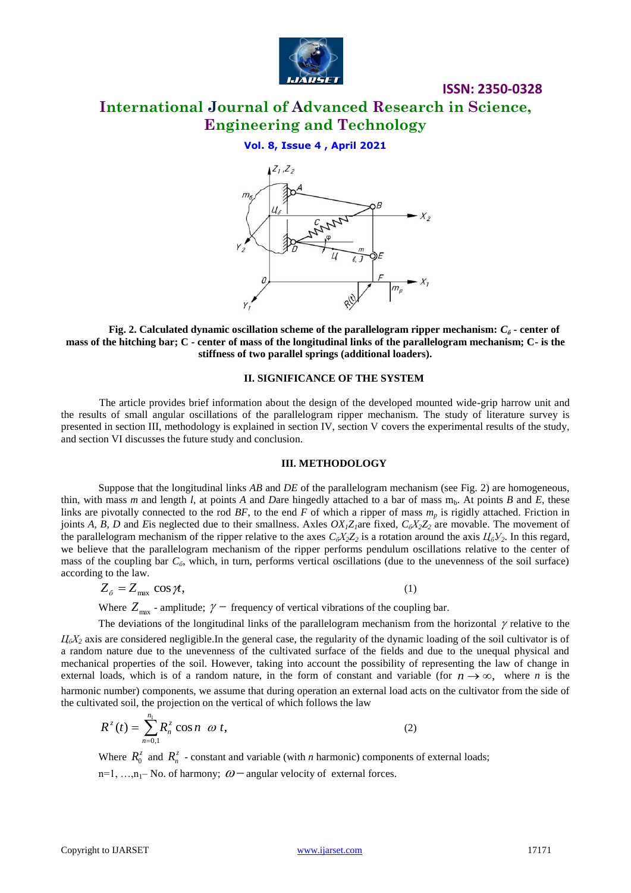**Fig. 2. Calculated dynamic oscillation scheme of the parallelogram ripper mechanism: $C_б$ - center of mass of the hitching bar; C - center of mass of the longitudinal links of the parallelogram mechanism; C- is the stiffness of two parallel springs (additional loaders).**

## II. SIGNIFICANCE OF THE SYSTEM

The article provides brief information about the design of the developed mounted wide-grip harrow unit and the results of small angular oscillations of the parallelogram ripper mechanism. The study of literature survey is presented in section III, methodology is explained in section IV, section V covers the experimental results of the study, and section VI discusses the future study and conclusion.

## III. METHODOLOGY

Suppose that the longitudinal links *AB* and *DE* of the parallelogram mechanism (see Fig. 2) are homogeneous, thin, with mass *m* and length *l*, at points *A* and *D*are hingedly attached to a bar of mass $m_b$. At points *B* and *E*, these links are pivotally connected to the rod *BF*, to the end *F* of which a ripper of mass $m_p$ is rigidly attached. Friction in joints *A, B, D* and *E*is neglected due to their smallness. Axles $OX_1Z_1$are fixed, $C_бX_2Z_2$ are movable. The movement of the parallelogram mechanism of the ripper relative to the axes $C_бX_2Z_2$ is a rotation around the axis $Ц_бY_2$. In this regard, we believe that the parallelogram mechanism of the ripper performs pendulum oscillations relative to the center of mass of the coupling bar $C_б$, which, in turn, performs vertical oscillations (due to the unevenness of the soil surface) according to the law.

$$Z_б = Z_{\max} \cos \gamma t, \qquad (1)$$

Where $Z_{\max}$ - amplitude; $\gamma -$ frequency of vertical vibrations of the coupling bar.

The deviations of the longitudinal links of the parallelogram mechanism from the horizontal $\gamma$ relative to the $Ц_бX_2$ axis are considered negligible.In the general case, the regularity of the dynamic loading of the soil cultivator is of a random nature due to the unevenness of the cultivated surface of the fields and due to the unequal physical and mechanical properties of the soil. However, taking into account the possibility of representing the law of change in external loads, which is of a random nature, in the form of constant and variable (for $n \to \infty$, where *n* is the harmonic number) components, we assume that during operation an external load acts on the cultivator from the side of the cultivated soil, the projection on the vertical of which follows the law

$$R^z(t) = \sum_{n=0,1}^{n_1} R_n^z \cos n \ \omega \ t, \qquad (2)$$

Where $R_0^z$ and $R_n^z$ - constant and variable (with *n* harmonic) components of external loads;

n=1, …,$n_1$– No. of harmony; $\omega -$ angular velocity of external forces.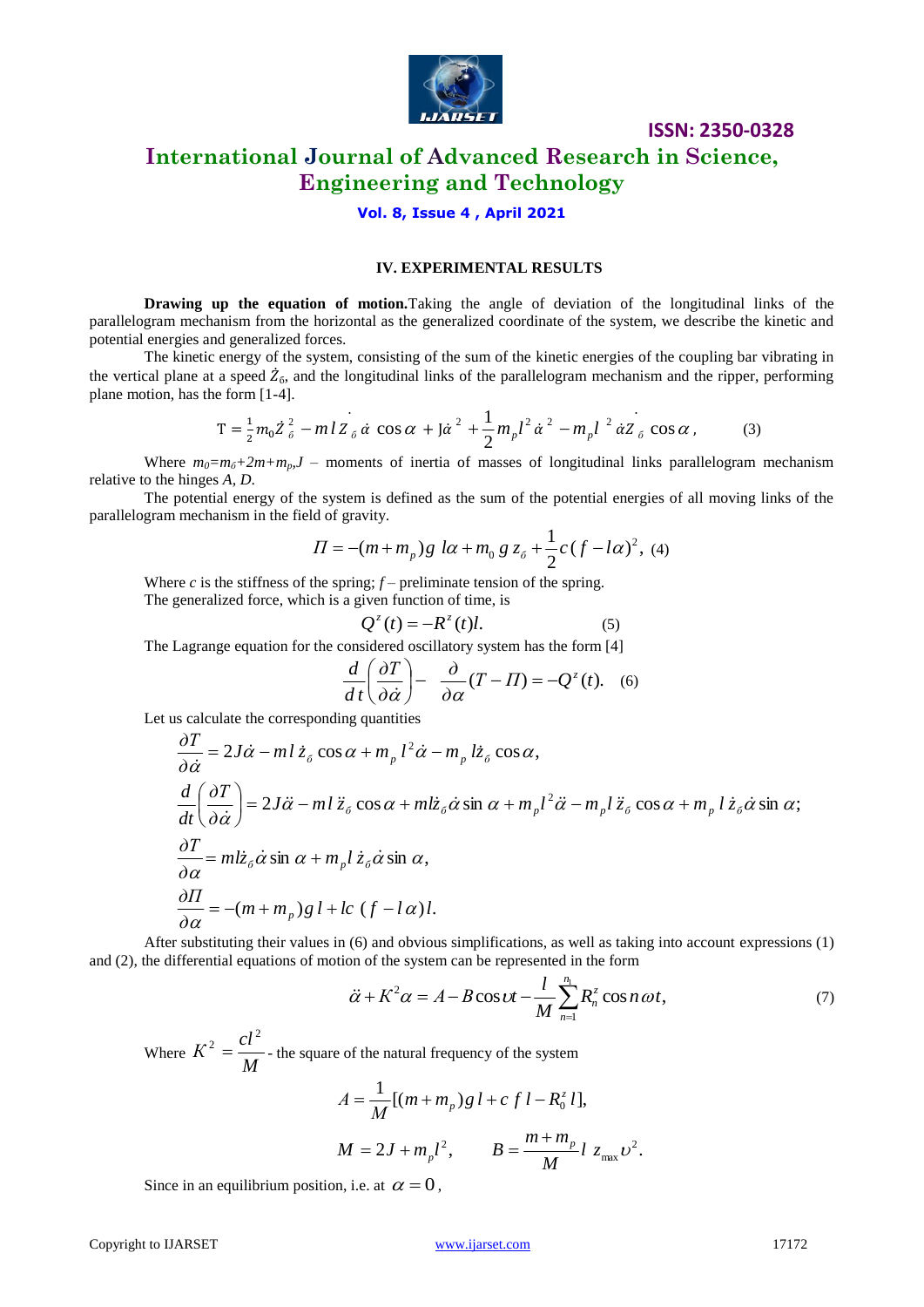### IV. EXPERIMENTAL RESULTS

**Drawing up the equation of motion.** Taking the angle of deviation of the longitudinal links of the parallelogram mechanism from the horizontal as the generalized coordinate of the system, we describe the kinetic and potential energies and generalized forces.

The kinetic energy of the system, consisting of the sum of the kinetic energies of the coupling bar vibrating in the vertical plane at a speed $\dot{Z}_б$, and the longitudinal links of the parallelogram mechanism and the ripper, performing plane motion, has the form [1-4].

$$T = \frac{1}{2} m_0 \dot{Z}_б^2 - m l \dot{Z}_б \dot{\alpha} \cos\alpha + J\dot{\alpha}^2 + \frac{1}{2} m_p l^2 \dot{\alpha}^2 - m_p l^2 \dot{\alpha} \dot{Z}_б \cos\alpha, \qquad (3)$$

Where $m_0 = m_б + 2m + m_p$, $J$ – moments of inertia of masses of longitudinal links parallelogram mechanism relative to the hinges $A$, $D$.

The potential energy of the system is defined as the sum of the potential energies of all moving links of the parallelogram mechanism in the field of gravity.

$$\Pi = -(m + m_p) g\, l\alpha + m_0\, g\, z_б + \frac{1}{2} c (f - l\alpha)^2, \quad (4)$$

Where $c$ is the stiffness of the spring; $f$ – preliminate tension of the spring.

The generalized force, which is a given function of time, is

$$Q^z(t) = -R^z(t) l. \qquad (5)$$

The Lagrange equation for the considered oscillatory system has the form [4]

$$\frac{d}{dt}\left(\frac{\partial T}{\partial \dot{\alpha}}\right) - \frac{\partial}{\partial \alpha}(T - \Pi) = -Q^z(t). \quad (6)$$

Let us calculate the corresponding quantities

$$\frac{\partial T}{\partial \dot{\alpha}} = 2J\dot{\alpha} - m l \dot{z}_б \cos\alpha + m_p l^2 \dot{\alpha} - m_p l \dot{z}_б \cos\alpha,$$

$$\frac{d}{dt}\left(\frac{\partial T}{\partial \dot{\alpha}}\right) = 2J\ddot{\alpha} - m l \ddot{z}_б \cos\alpha + m l \dot{z}_б \dot{\alpha} \sin\alpha + m_p l^2 \ddot{\alpha} - m_p l \ddot{z}_б \cos\alpha + m_p l \dot{z}_б \dot{\alpha} \sin\alpha;$$

$$\frac{\partial T}{\partial \alpha} = m l \dot{z}_б \dot{\alpha} \sin\alpha + m_p l \dot{z}_б \dot{\alpha} \sin\alpha,$$

$$\frac{\partial \Pi}{\partial \alpha} = -(m + m_p) g\, l + lc\,(f - l\alpha) l.$$

After substituting their values in (6) and obvious simplifications, as well as taking into account expressions (1) and (2), the differential equations of motion of the system can be represented in the form

$$\ddot{\alpha} + K^2 \alpha = A - B\cos\upsilon t - \frac{l}{M}\sum_{n=1}^{n_1} R_n^z \cos n\omega t, \qquad (7)$$

Where $K^2 = \dfrac{cl^2}{M}$ - the square of the natural frequency of the system

$$A = \frac{1}{M}[(m + m_p) g\, l + c\, f\, l - R_0^z l],$$

$$M = 2J + m_p l^2, \qquad B = \frac{m + m_p}{M} l\, z_{\max} \upsilon^2.$$

Since in an equilibrium position, i.e. at $\alpha = 0$,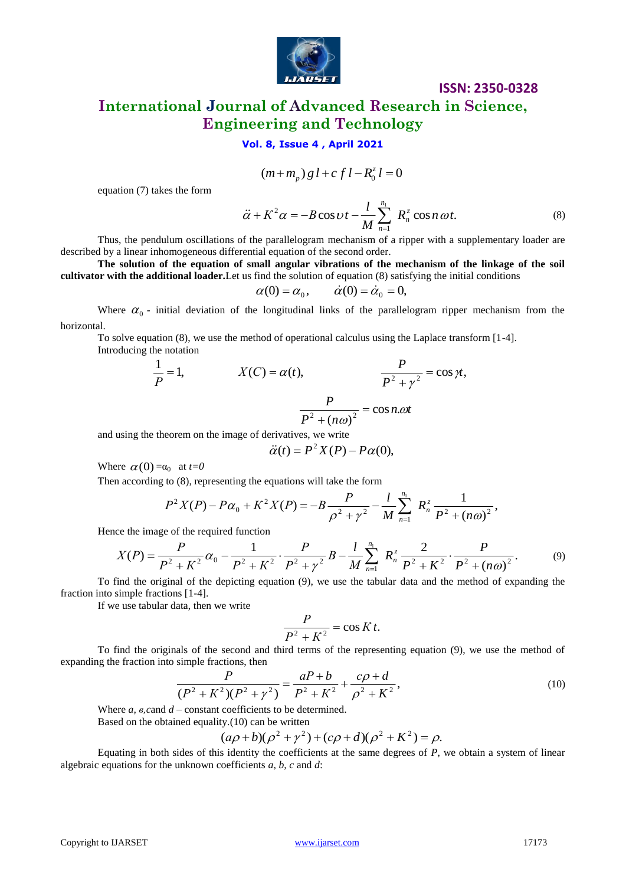$$(m+m_p)\,g\,l+c\,f\,l-R_0^z\,l=0$$

equation (7) takes the form

$$\ddot{\alpha}+K^2\alpha=-B\cos\upsilon t-\frac{l}{M}\sum_{n=1}^{n_1} R_n^z\cos n\,\omega t. \tag{8}$$

Thus, the pendulum oscillations of the parallelogram mechanism of a ripper with a supplementary loader are described by a linear inhomogeneous differential equation of the second order.

**The solution of the equation of small angular vibrations of the mechanism of the linkage of the soil cultivator with the additional loader.** Let us find the solution of equation (8) satisfying the initial conditions

$$\alpha(0)=\alpha_0,\qquad \dot{\alpha}(0)=\dot{\alpha}_0=0,$$

Where $\alpha_0$ - initial deviation of the longitudinal links of the parallelogram ripper mechanism from the horizontal.

To solve equation (8), we use the method of operational calculus using the Laplace transform [1-4].

Introducing the notation

$$\frac{1}{P}=1,\qquad X(C)=\alpha(t),\qquad \frac{P}{P^2+\gamma^2}=\cos\gamma t,$$

$$\frac{P}{P^2+(n\omega)^2}=\cos n.\omega t$$

and using the theorem on the image of derivatives, we write

$$\ddot{\alpha}(t)=P^2X(P)-P\alpha(0),$$

Where $\alpha(0)=\alpha_0$ at $t=0$

Then according to (8), representing the equations will take the form

$$P^2X(P)-P\alpha_0+K^2X(P)=-B\frac{P}{\rho^2+\gamma^2}-\frac{l}{M}\sum_{n=1}^{n_1} R_n^z\,\frac{1}{P^2+(n\omega)^2},$$

Hence the image of the required function

$$X(P)=\frac{P}{P^2+K^2}\alpha_0-\frac{1}{P^2+K^2}\cdot\frac{P}{P^2+\gamma^2}B-\frac{l}{M}\sum_{n=1}^{n_1} R_n^z\,\frac{2}{P^2+K^2}\cdot\frac{P}{P^2+(n\omega)^2}. \tag{9}$$

To find the original of the depicting equation (9), we use the tabular data and the method of expanding the fraction into simple fractions [1-4].

If we use tabular data, then we write

$$\frac{P}{P^2+K^2}=\cos K\,t.$$

To find the originals of the second and third terms of the representing equation (9), we use the method of expanding the fraction into simple fractions, then

$$\frac{P}{(P^2+K^2)(P^2+\gamma^2)}=\frac{aP+b}{P^2+K^2}+\frac{c\rho+d}{\rho^2+K^2}, \tag{10}$$

Where *a, в,* and *d* – constant coefficients to be determined.

Based on the obtained equality.(10) can be written

$$(a\rho+b)(\rho^2+\gamma^2)+(c\rho+d)(\rho^2+K^2)=\rho.$$

Equating in both sides of this identity the coefficients at the same degrees of *P*, we obtain a system of linear algebraic equations for the unknown coefficients *a, b, c* and *d*: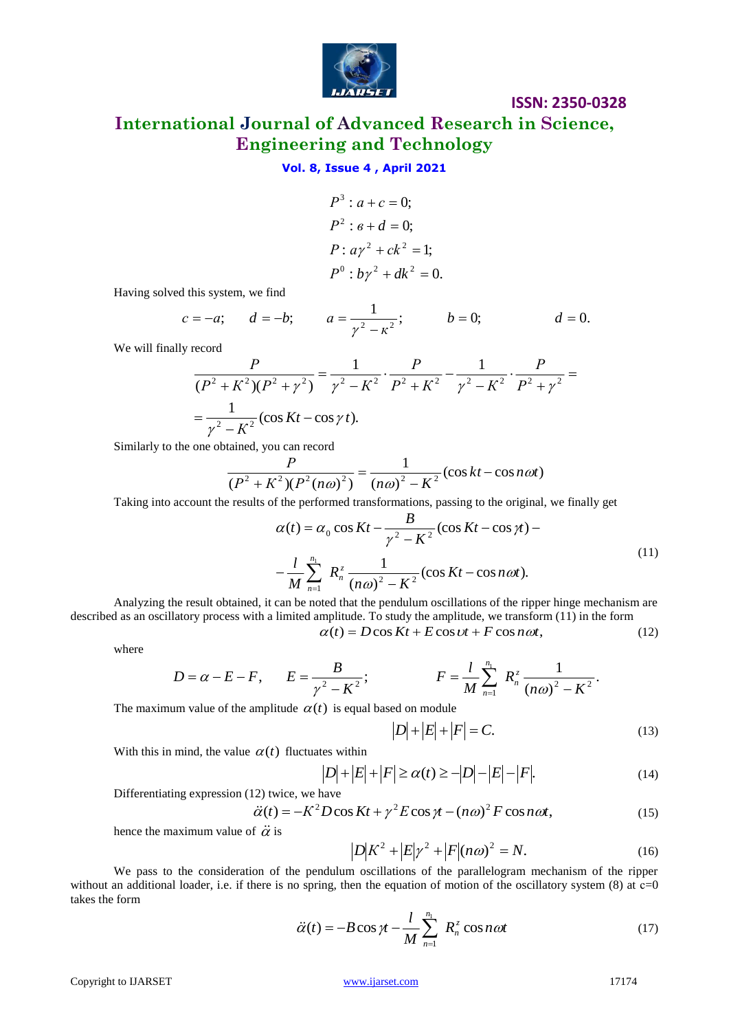$$P^3: a + c = 0;$$
$$P^2: \mathit{в} + d = 0;$$
$$P: a\gamma^2 + ck^2 = 1;$$
$$P^0: b\gamma^2 + dk^2 = 0.$$

Having solved this system, we find

$$c = -a; \qquad d = -b; \qquad a = \frac{1}{\gamma^2 - \kappa^2}; \qquad b = 0; \qquad d = 0.$$

We will finally record

$$\frac{P}{(P^2+K^2)(P^2+\gamma^2)} = \frac{1}{\gamma^2 - K^2} \cdot \frac{P}{P^2+K^2} - \frac{1}{\gamma^2 - K^2} \cdot \frac{P}{P^2+\gamma^2} =$$
$$= \frac{1}{\gamma^2 - K^2}(\cos Kt - \cos\gamma t).$$

Similarly to the one obtained, you can record

$$\frac{P}{(P^2+K^2)(P^2(n\omega)^2)} = \frac{1}{(n\omega)^2 - K^2}(\cos kt - \cos n\omega t)$$

Taking into account the results of the performed transformations, passing to the original, we finally get

$$\alpha(t) = \alpha_0 \cos Kt - \frac{B}{\gamma^2 - K^2}(\cos Kt - \cos\gamma t) -$$
$$-\frac{l}{M}\sum_{n=1}^{n_1} R_n^z \frac{1}{(n\omega)^2 - K^2}(\cos Kt - \cos n\omega t). \tag{11}$$

Analyzing the result obtained, it can be noted that the pendulum oscillations of the ripper hinge mechanism are described as an oscillatory process with a limited amplitude. To study the amplitude, we transform (11) in the form

$$\alpha(t) = D\cos Kt + E\cos\upsilon t + F\cos n\omega t, \tag{12}$$

where

$$D = \alpha - E - F, \qquad E = \frac{B}{\gamma^2 - K^2}; \qquad F = \frac{l}{M}\sum_{n=1}^{n_1} R_n^z \frac{1}{(n\omega)^2 - K^2}.$$

The maximum value of the amplitude $\alpha(t)$ is equal based on module

$$|D| + |E| + |F| = C. \tag{13}$$

With this in mind, the value $\alpha(t)$ fluctuates within

$$|D| + |E| + |F| \geq \alpha(t) \geq -|D| - |E| - |F|. \tag{14}$$

Differentiating expression (12) twice, we have

$$\ddot{\alpha}(t) = -K^2 D\cos Kt + \gamma^2 E\cos\gamma t - (n\omega)^2 F\cos n\omega t, \tag{15}$$

hence the maximum value of $\ddot{\alpha}$ is

$$|D|K^2 + |E|\gamma^2 + |F|(n\omega)^2 = N. \tag{16}$$

We pass to the consideration of the pendulum oscillations of the parallelogram mechanism of the ripper without an additional loader, i.e. if there is no spring, then the equation of motion of the oscillatory system (8) at c=0 takes the form

$$\ddot{\alpha}(t) = -B\cos\gamma t - \frac{l}{M}\sum_{n=1}^{n_1} R_n^z \cos n\omega t \tag{17}$$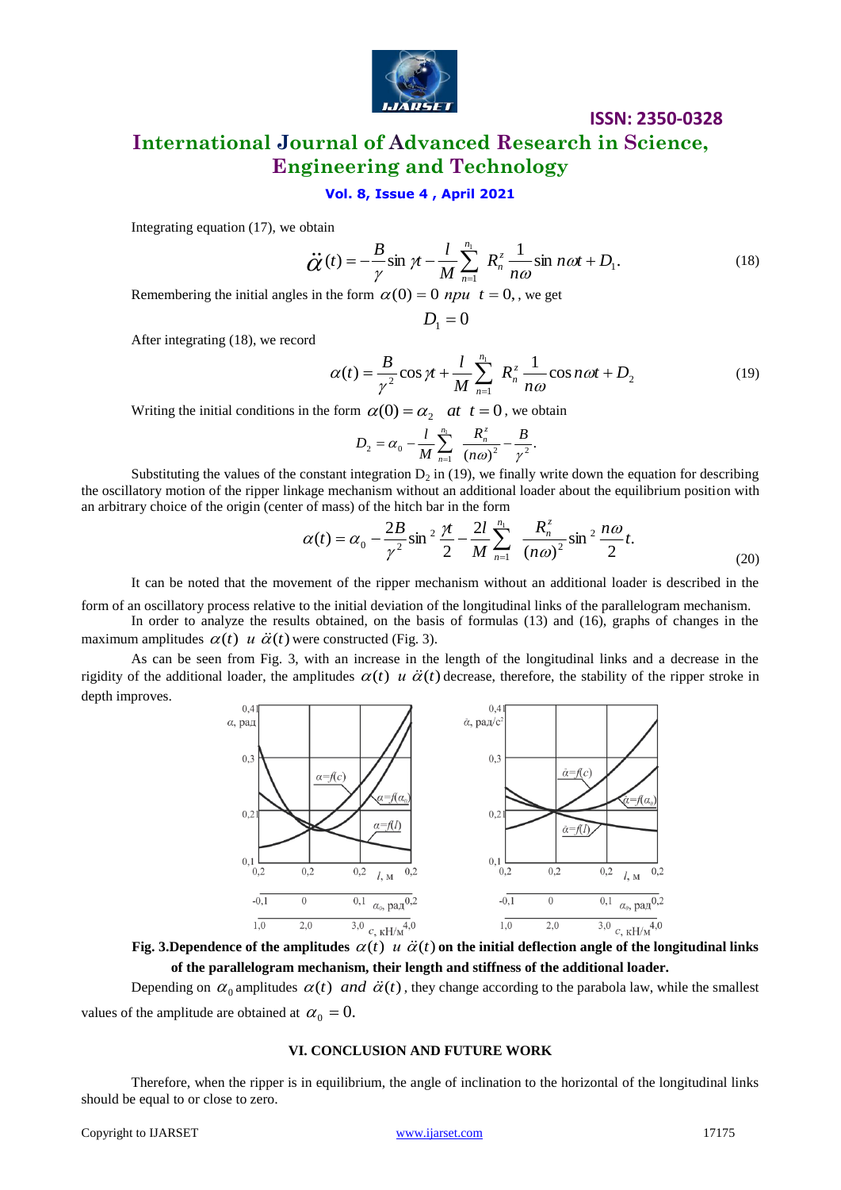Integrating equation (17), we obtain

$$\ddot{\alpha}(t) = -\frac{B}{\gamma}\sin\gamma t - \frac{l}{M}\sum_{n=1}^{n_1} R_n^z \frac{1}{n\omega}\sin n\omega t + D_1. \tag{18}$$

Remembering the initial angles in the form $\alpha(0) = 0$ *npu* $t = 0,$, we get

$$D_1 = 0$$

After integrating (18), we record

$$\alpha(t) = \frac{B}{\gamma^2}\cos\gamma t + \frac{l}{M}\sum_{n=1}^{n_1} R_n^z \frac{1}{n\omega}\cos n\omega t + D_2 \tag{19}$$

Writing the initial conditions in the form $\alpha(0) = \alpha_2$ *at* $t = 0$, we obtain

$$D_2 = \alpha_0 - \frac{l}{M}\sum_{n=1}^{n_1} \frac{R_n^z}{(n\omega)^2} - \frac{B}{\gamma^2}.$$

Substituting the values of the constant integration $D_2$ in (19), we finally write down the equation for describing the oscillatory motion of the ripper linkage mechanism without an additional loader about the equilibrium position with an arbitrary choice of the origin (center of mass) of the hitch bar in the form

$$\alpha(t) = \alpha_0 - \frac{2B}{\gamma^2}\sin^2\frac{\gamma t}{2} - \frac{2l}{M}\sum_{n=1}^{n_1} \frac{R_n^z}{(n\omega)^2}\sin^2\frac{n\omega}{2}t. \tag{20}$$

It can be noted that the movement of the ripper mechanism without an additional loader is described in the form of an oscillatory process relative to the initial deviation of the longitudinal links of the parallelogram mechanism.

In order to analyze the results obtained, on the basis of formulas (13) and (16), graphs of changes in the maximum amplitudes $\alpha(t)$ *u* $\ddot{\alpha}(t)$ were constructed (Fig. 3).

As can be seen from Fig. 3, with an increase in the length of the longitudinal links and a decrease in the rigidity of the additional loader, the amplitudes $\alpha(t)$ *u* $\ddot{\alpha}(t)$ decrease, therefore, the stability of the ripper stroke in depth improves.

**Fig. 3.Dependence of the amplitudes $\alpha(t)$ *u* $\ddot{\alpha}(t)$ on the initial deflection angle of the longitudinal links of the parallelogram mechanism, their length and stiffness of the additional loader.**

Depending on $\alpha_0$ amplitudes $\alpha(t)$ *and* $\ddot{\alpha}(t)$, they change according to the parabola law, while the smallest values of the amplitude are obtained at $\alpha_0 = 0$.

## VI. CONCLUSION AND FUTURE WORK

Therefore, when the ripper is in equilibrium, the angle of inclination to the horizontal of the longitudinal links should be equal to or close to zero.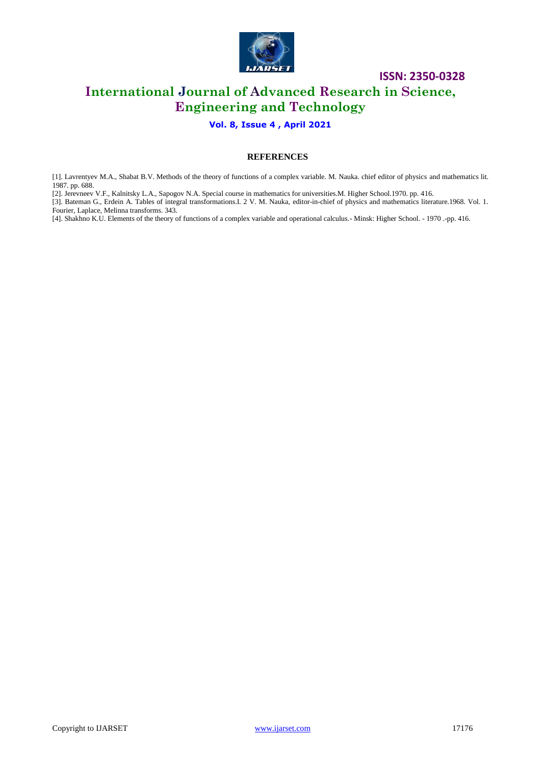## REFERENCES

[1]. Lavrentyev M.A., Shabat B.V. Methods of the theory of functions of a complex variable. M. Nauka. chief editor of physics and mathematics lit. 1987. pp. 688.

[2]. Jerevneev V.F., Kalnitsky L.A., Sapogov N.A. Special course in mathematics for universities.M. Higher School.1970. pp. 416.

[3]. Bateman G., Erdein A. Tables of integral transformations.I. 2 V. M. Nauka, editor-in-chief of physics and mathematics literature.1968. Vol. 1. Fourier, Laplace, Melinna transforms. 343.

[4]. Shakhno K.U. Elements of the theory of functions of a complex variable and operational calculus.- Minsk: Higher School. - 1970 .-pp. 416.